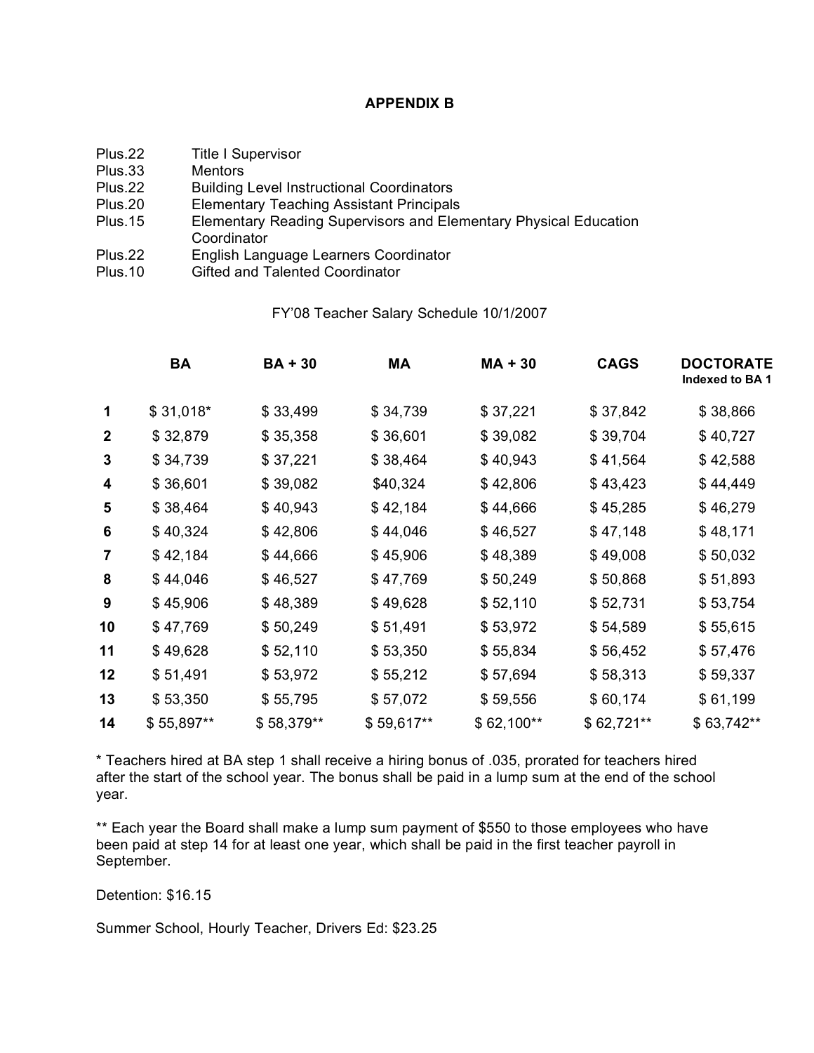**APPENDIX B**

| | |
|---|---|
| Plus.22 | Title I Supervisor |
| Plus.33 | Mentors |
| Plus.22 | Building Level Instructional Coordinators |
| Plus.20 | Elementary Teaching Assistant Principals |
| Plus.15 | Elementary Reading Supervisors and Elementary Physical Education Coordinator |
| Plus.22 | English Language Learners Coordinator |
| Plus.10 | Gifted and Talented Coordinator |

FY'08 Teacher Salary Schedule 10/1/2007

| | **BA** | **BA + 30** | **MA** | **MA + 30** | **CAGS** | **DOCTORATE** **Indexed to BA 1** |
|---|---|---|---|---|---|---|
| **1** | $ 31,018* | $ 33,499 | $ 34,739 | $ 37,221 | $ 37,842 | $ 38,866 |
| **2** | $ 32,879 | $ 35,358 | $ 36,601 | $ 39,082 | $ 39,704 | $ 40,727 |
| **3** | $ 34,739 | $ 37,221 | $ 38,464 | $ 40,943 | $ 41,564 | $ 42,588 |
| **4** | $ 36,601 | $ 39,082 | $40,324 | $ 42,806 | $ 43,423 | $ 44,449 |
| **5** | $ 38,464 | $ 40,943 | $ 42,184 | $ 44,666 | $ 45,285 | $ 46,279 |
| **6** | $ 40,324 | $ 42,806 | $ 44,046 | $ 46,527 | $ 47,148 | $ 48,171 |
| **7** | $ 42,184 | $ 44,666 | $ 45,906 | $ 48,389 | $ 49,008 | $ 50,032 |
| **8** | $ 44,046 | $ 46,527 | $ 47,769 | $ 50,249 | $ 50,868 | $ 51,893 |
| **9** | $ 45,906 | $ 48,389 | $ 49,628 | $ 52,110 | $ 52,731 | $ 53,754 |
| **10** | $ 47,769 | $ 50,249 | $ 51,491 | $ 53,972 | $ 54,589 | $ 55,615 |
| **11** | $ 49,628 | $ 52,110 | $ 53,350 | $ 55,834 | $ 56,452 | $ 57,476 |
| **12** | $ 51,491 | $ 53,972 | $ 55,212 | $ 57,694 | $ 58,313 | $ 59,337 |
| **13** | $ 53,350 | $ 55,795 | $ 57,072 | $ 59,556 | $ 60,174 | $ 61,199 |
| **14** | $ 55,897** | $ 58,379** | $ 59,617** | $ 62,100** | $ 62,721** | $ 63,742** |

\* Teachers hired at BA step 1 shall receive a hiring bonus of .035, prorated for teachers hired after the start of the school year. The bonus shall be paid in a lump sum at the end of the school year.

** Each year the Board shall make a lump sum payment of $550 to those employees who have been paid at step 14 for at least one year, which shall be paid in the first teacher payroll in September.

Detention: $16.15

Summer School, Hourly Teacher, Drivers Ed: $23.25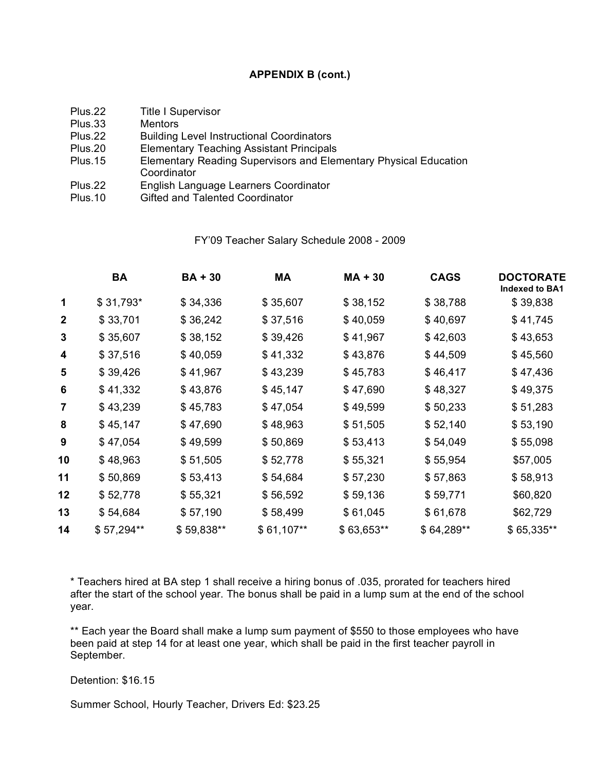**APPENDIX B (cont.)**

| | |
|---|---|
| Plus.22 | Title I Supervisor |
| Plus.33 | Mentors |
| Plus.22 | Building Level Instructional Coordinators |
| Plus.20 | Elementary Teaching Assistant Principals |
| Plus.15 | Elementary Reading Supervisors and Elementary Physical Education Coordinator |
| Plus.22 | English Language Learners Coordinator |
| Plus.10 | Gifted and Talented Coordinator |

FY'09 Teacher Salary Schedule 2008 - 2009

| | BA | BA + 30 | MA | MA + 30 | CAGS | DOCTORATE Indexed to BA1 |
|---|---|---|---|---|---|---|
| 1 | $ 31,793* | $ 34,336 | $ 35,607 | $ 38,152 | $ 38,788 | $ 39,838 |
| 2 | $ 33,701 | $ 36,242 | $ 37,516 | $ 40,059 | $ 40,697 | $ 41,745 |
| 3 | $ 35,607 | $ 38,152 | $ 39,426 | $ 41,967 | $ 42,603 | $ 43,653 |
| 4 | $ 37,516 | $ 40,059 | $ 41,332 | $ 43,876 | $ 44,509 | $ 45,560 |
| 5 | $ 39,426 | $ 41,967 | $ 43,239 | $ 45,783 | $ 46,417 | $ 47,436 |
| 6 | $ 41,332 | $ 43,876 | $ 45,147 | $ 47,690 | $ 48,327 | $ 49,375 |
| 7 | $ 43,239 | $ 45,783 | $ 47,054 | $ 49,599 | $ 50,233 | $ 51,283 |
| 8 | $ 45,147 | $ 47,690 | $ 48,963 | $ 51,505 | $ 52,140 | $ 53,190 |
| 9 | $ 47,054 | $ 49,599 | $ 50,869 | $ 53,413 | $ 54,049 | $ 55,098 |
| 10 | $ 48,963 | $ 51,505 | $ 52,778 | $ 55,321 | $ 55,954 | $57,005 |
| 11 | $ 50,869 | $ 53,413 | $ 54,684 | $ 57,230 | $ 57,863 | $ 58,913 |
| 12 | $ 52,778 | $ 55,321 | $ 56,592 | $ 59,136 | $ 59,771 | $60,820 |
| 13 | $ 54,684 | $ 57,190 | $ 58,499 | $ 61,045 | $ 61,678 | $62,729 |
| 14 | $ 57,294** | $ 59,838** | $ 61,107** | $ 63,653** | $ 64,289** | $ 65,335** |

* Teachers hired at BA step 1 shall receive a hiring bonus of .035, prorated for teachers hired after the start of the school year. The bonus shall be paid in a lump sum at the end of the school year.

** Each year the Board shall make a lump sum payment of $550 to those employees who have been paid at step 14 for at least one year, which shall be paid in the first teacher payroll in September.

Detention: $16.15

Summer School, Hourly Teacher, Drivers Ed: $23.25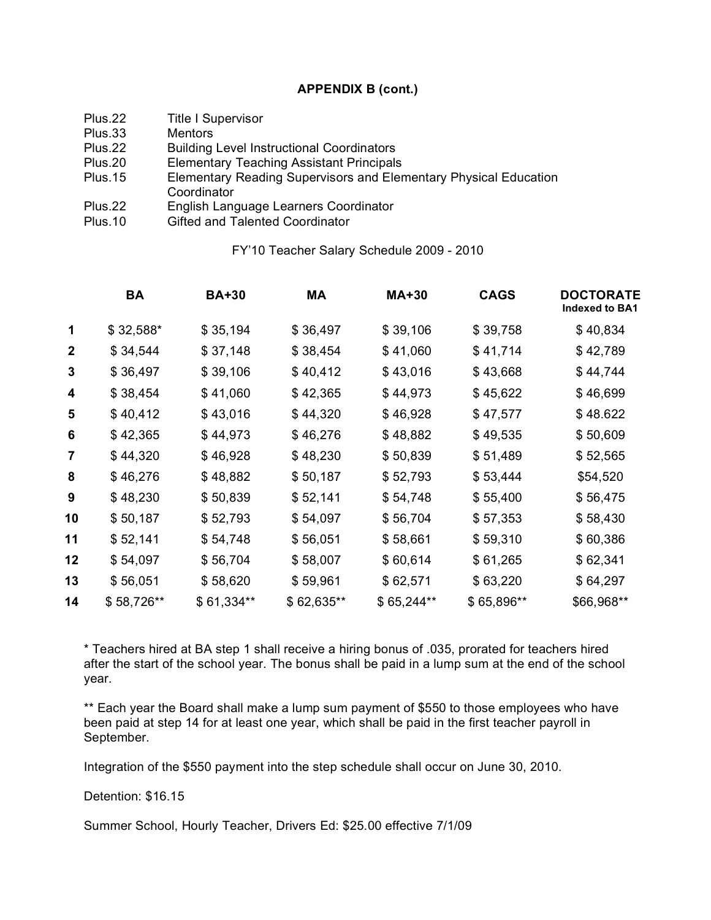**APPENDIX B (cont.)**

| | |
|---|---|
| Plus.22 | Title I Supervisor |
| Plus.33 | Mentors |
| Plus.22 | Building Level Instructional Coordinators |
| Plus.20 | Elementary Teaching Assistant Principals |
| Plus.15 | Elementary Reading Supervisors and Elementary Physical Education Coordinator |
| Plus.22 | English Language Learners Coordinator |
| Plus.10 | Gifted and Talented Coordinator |

FY'10 Teacher Salary Schedule 2009 - 2010

| | BA | BA+30 | MA | MA+30 | CAGS | DOCTORATE Indexed to BA1 |
|---|---|---|---|---|---|---|
| 1 | $ 32,588* | $ 35,194 | $ 36,497 | $ 39,106 | $ 39,758 | $ 40,834 |
| 2 | $ 34,544 | $ 37,148 | $ 38,454 | $ 41,060 | $ 41,714 | $ 42,789 |
| 3 | $ 36,497 | $ 39,106 | $ 40,412 | $ 43,016 | $ 43,668 | $ 44,744 |
| 4 | $ 38,454 | $ 41,060 | $ 42,365 | $ 44,973 | $ 45,622 | $ 46,699 |
| 5 | $ 40,412 | $ 43,016 | $ 44,320 | $ 46,928 | $ 47,577 | $ 48.622 |
| 6 | $ 42,365 | $ 44,973 | $ 46,276 | $ 48,882 | $ 49,535 | $ 50,609 |
| 7 | $ 44,320 | $ 46,928 | $ 48,230 | $ 50,839 | $ 51,489 | $ 52,565 |
| 8 | $ 46,276 | $ 48,882 | $ 50,187 | $ 52,793 | $ 53,444 | $54,520 |
| 9 | $ 48,230 | $ 50,839 | $ 52,141 | $ 54,748 | $ 55,400 | $ 56,475 |
| 10 | $ 50,187 | $ 52,793 | $ 54,097 | $ 56,704 | $ 57,353 | $ 58,430 |
| 11 | $ 52,141 | $ 54,748 | $ 56,051 | $ 58,661 | $ 59,310 | $ 60,386 |
| 12 | $ 54,097 | $ 56,704 | $ 58,007 | $ 60,614 | $ 61,265 | $ 62,341 |
| 13 | $ 56,051 | $ 58,620 | $ 59,961 | $ 62,571 | $ 63,220 | $ 64,297 |
| 14 | $ 58,726** | $ 61,334** | $ 62,635** | $ 65,244** | $ 65,896** | $66,968** |

* Teachers hired at BA step 1 shall receive a hiring bonus of .035, prorated for teachers hired after the start of the school year. The bonus shall be paid in a lump sum at the end of the school year.

** Each year the Board shall make a lump sum payment of $550 to those employees who have been paid at step 14 for at least one year, which shall be paid in the first teacher payroll in September.

Integration of the $550 payment into the step schedule shall occur on June 30, 2010.

Detention: $16.15

Summer School, Hourly Teacher, Drivers Ed: $25.00 effective 7/1/09